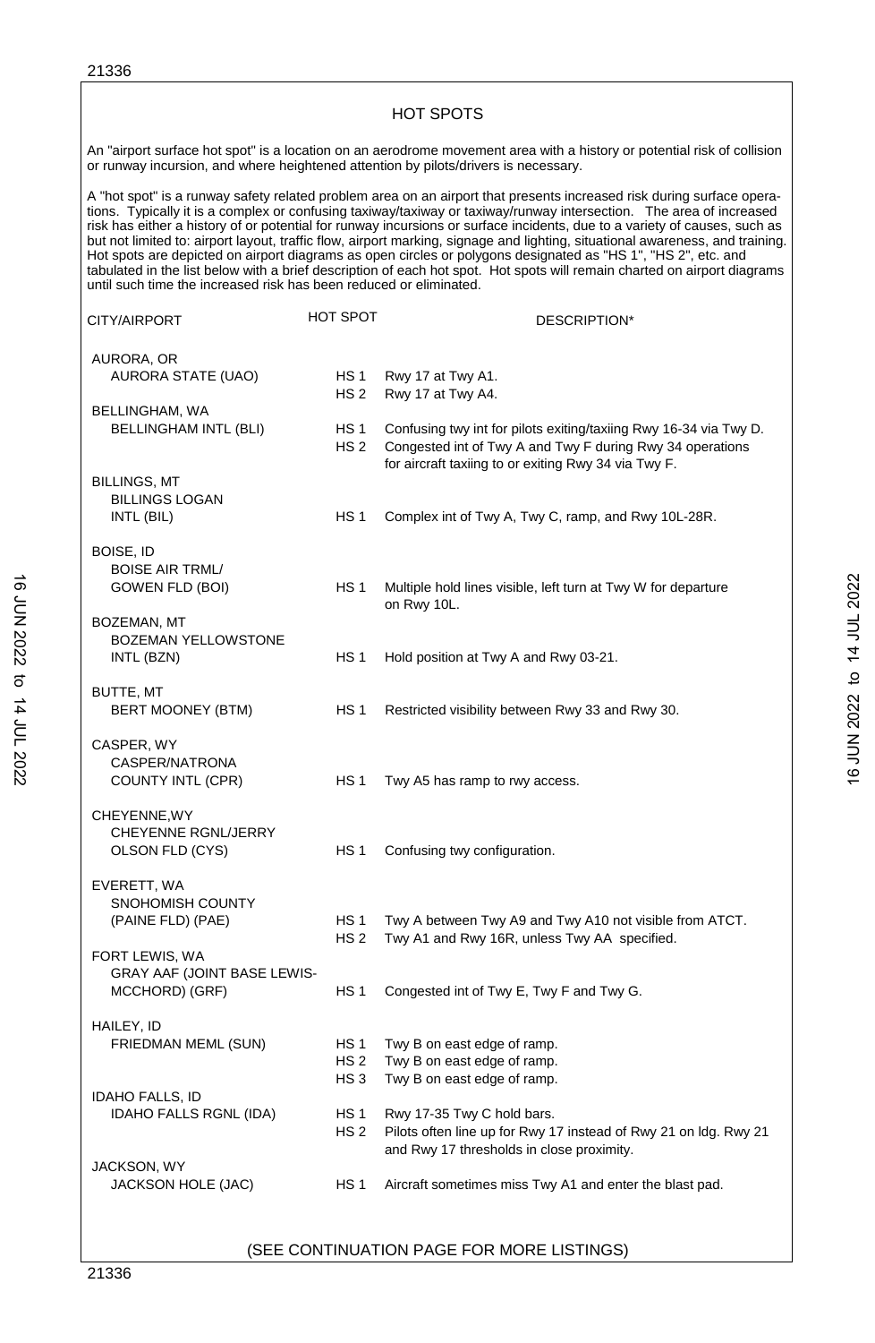# HOT SPOTS

An "airport surface hot spot" is a location on an aerodrome movement area with a history or potential risk of collision or runway incursion, and where heightened attention by pilots/drivers is necessary.

A "hot spot" is a runway safety related problem area on an airport that presents increased risk during surface operations. Typically it is a complex or confusing taxiway/taxiway or taxiway/runway intersection. The area of increased risk has either a history of or potential for runway incursions or surface incidents, due to a variety of causes, such as but not limited to: airport layout, traffic flow, airport marking, signage and lighting, situational awareness, and training. Hot spots are depicted on airport diagrams as open circles or polygons designated as "HS 1", "HS 2", etc. and tabulated in the list below with a brief description of each hot spot. Hot spots will remain charted on airport diagrams until such time the increased risk has been reduced or eliminated.

| CITY/AIRPORT | HOT SPOT | DESCRIPTION* |
|---|---|---|
| AURORA, OR | | |
| AURORA STATE (UAO) | HS 1 | Rwy 17 at Twy A1. |
| | HS 2 | Rwy 17 at Twy A4. |
| BELLINGHAM, WA | | |
| BELLINGHAM INTL (BLI) | HS 1 | Confusing twy int for pilots exiting/taxiing Rwy 16-34 via Twy D. |
| | HS 2 | Congested int of Twy A and Twy F during Rwy 34 operations for aircraft taxiing to or exiting Rwy 34 via Twy F. |
| BILLINGS, MT | | |
| BILLINGS LOGAN INTL (BIL) | HS 1 | Complex int of Twy A, Twy C, ramp, and Rwy 10L-28R. |
| BOISE, ID | | |
| BOISE AIR TRML/ GOWEN FLD (BOI) | HS 1 | Multiple hold lines visible, left turn at Twy W for departure on Rwy 10L. |
| BOZEMAN, MT | | |
| BOZEMAN YELLOWSTONE INTL (BZN) | HS 1 | Hold position at Twy A and Rwy 03-21. |
| BUTTE, MT | | |
| BERT MOONEY (BTM) | HS 1 | Restricted visibility between Rwy 33 and Rwy 30. |
| CASPER, WY | | |
| CASPER/NATRONA COUNTY INTL (CPR) | HS 1 | Twy A5 has ramp to rwy access. |
| CHEYENNE,WY | | |
| CHEYENNE RGNL/JERRY OLSON FLD (CYS) | HS 1 | Confusing twy configuration. |
| EVERETT, WA | | |
| SNOHOMISH COUNTY (PAINE FLD) (PAE) | HS 1 | Twy A between Twy A9 and Twy A10 not visible from ATCT. |
| | HS 2 | Twy A1 and Rwy 16R, unless Twy AA specified. |
| FORT LEWIS, WA | | |
| GRAY AAF (JOINT BASE LEWIS-MCCHORD) (GRF) | HS 1 | Congested int of Twy E, Twy F and Twy G. |
| HAILEY, ID | | |
| FRIEDMAN MEML (SUN) | HS 1 | Twy B on east edge of ramp. |
| | HS 2 | Twy B on east edge of ramp. |
| | HS 3 | Twy B on east edge of ramp. |
| IDAHO FALLS, ID | | |
| IDAHO FALLS RGNL (IDA) | HS 1 | Rwy 17-35 Twy C hold bars. |
| | HS 2 | Pilots often line up for Rwy 17 instead of Rwy 21 on ldg. Rwy 21 and Rwy 17 thresholds in close proximity. |
| JACKSON, WY | | |
| JACKSON HOLE (JAC) | HS 1 | Aircraft sometimes miss Twy A1 and enter the blast pad. |

(SEE CONTINUATION PAGE FOR MORE LISTINGS)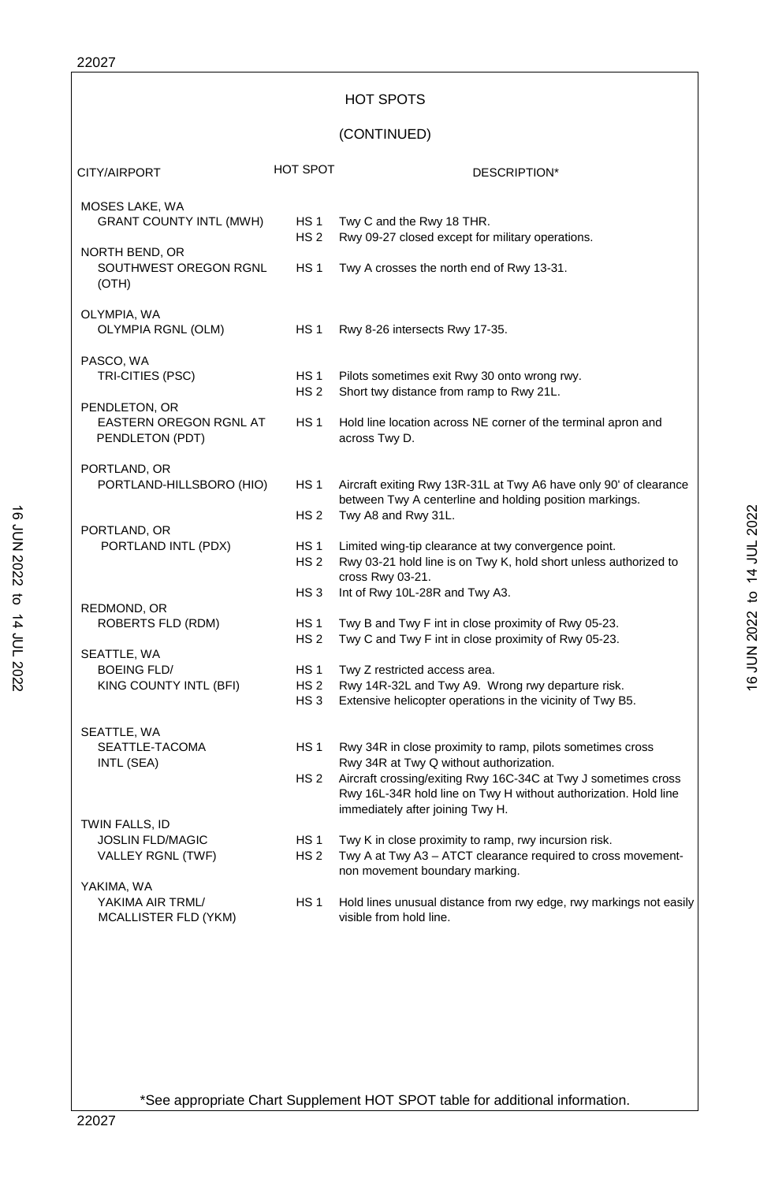# HOT SPOTS

## (CONTINUED)

| CITY/AIRPORT | HOT SPOT | DESCRIPTION* |
|---|---|---|
| MOSES LAKE, WA<br>GRANT COUNTY INTL (MWH) | HS 1 | Twy C and the Rwy 18 THR. |
| | HS 2 | Rwy 09-27 closed except for military operations. |
| NORTH BEND, OR<br>SOUTHWEST OREGON RGNL (OTH) | HS 1 | Twy A crosses the north end of Rwy 13-31. |
| OLYMPIA, WA<br>OLYMPIA RGNL (OLM) | HS 1 | Rwy 8-26 intersects Rwy 17-35. |
| PASCO, WA<br>TRI-CITIES (PSC) | HS 1 | Pilots sometimes exit Rwy 30 onto wrong rwy. |
| | HS 2 | Short twy distance from ramp to Rwy 21L. |
| PENDLETON, OR<br>EASTERN OREGON RGNL AT PENDLETON (PDT) | HS 1 | Hold line location across NE corner of the terminal apron and across Twy D. |
| PORTLAND, OR<br>PORTLAND-HILLSBORO (HIO) | HS 1 | Aircraft exiting Rwy 13R-31L at Twy A6 have only 90' of clearance between Twy A centerline and holding position markings. |
| | HS 2 | Twy A8 and Rwy 31L. |
| PORTLAND, OR<br>PORTLAND INTL (PDX) | HS 1 | Limited wing-tip clearance at twy convergence point. |
| | HS 2 | Rwy 03-21 hold line is on Twy K, hold short unless authorized to cross Rwy 03-21. |
| | HS 3 | Int of Rwy 10L-28R and Twy A3. |
| REDMOND, OR<br>ROBERTS FLD (RDM) | HS 1 | Twy B and Twy F int in close proximity of Rwy 05-23. |
| | HS 2 | Twy C and Twy F int in close proximity of Rwy 05-23. |
| SEATTLE, WA<br>BOEING FLD/<br>KING COUNTY INTL (BFI) | HS 1 | Twy Z restricted access area. |
| | HS 2 | Rwy 14R-32L and Twy A9. Wrong rwy departure risk. |
| | HS 3 | Extensive helicopter operations in the vicinity of Twy B5. |
| SEATTLE, WA<br>SEATTLE-TACOMA INTL (SEA) | HS 1 | Rwy 34R in close proximity to ramp, pilots sometimes cross Rwy 34R at Twy Q without authorization. |
| | HS 2 | Aircraft crossing/exiting Rwy 16C-34C at Twy J sometimes cross Rwy 16L-34R hold line on Twy H without authorization. Hold line immediately after joining Twy H. |
| TWIN FALLS, ID<br>JOSLIN FLD/MAGIC VALLEY RGNL (TWF) | HS 1 | Twy K in close proximity to ramp, rwy incursion risk. |
| | HS 2 | Twy A at Twy A3 – ATCT clearance required to cross movement-non movement boundary marking. |
| YAKIMA, WA<br>YAKIMA AIR TRML/<br>MCALLISTER FLD (YKM) | HS 1 | Hold lines unusual distance from rwy edge, rwy markings not easily visible from hold line. |

*See appropriate Chart Supplement HOT SPOT table for additional information.